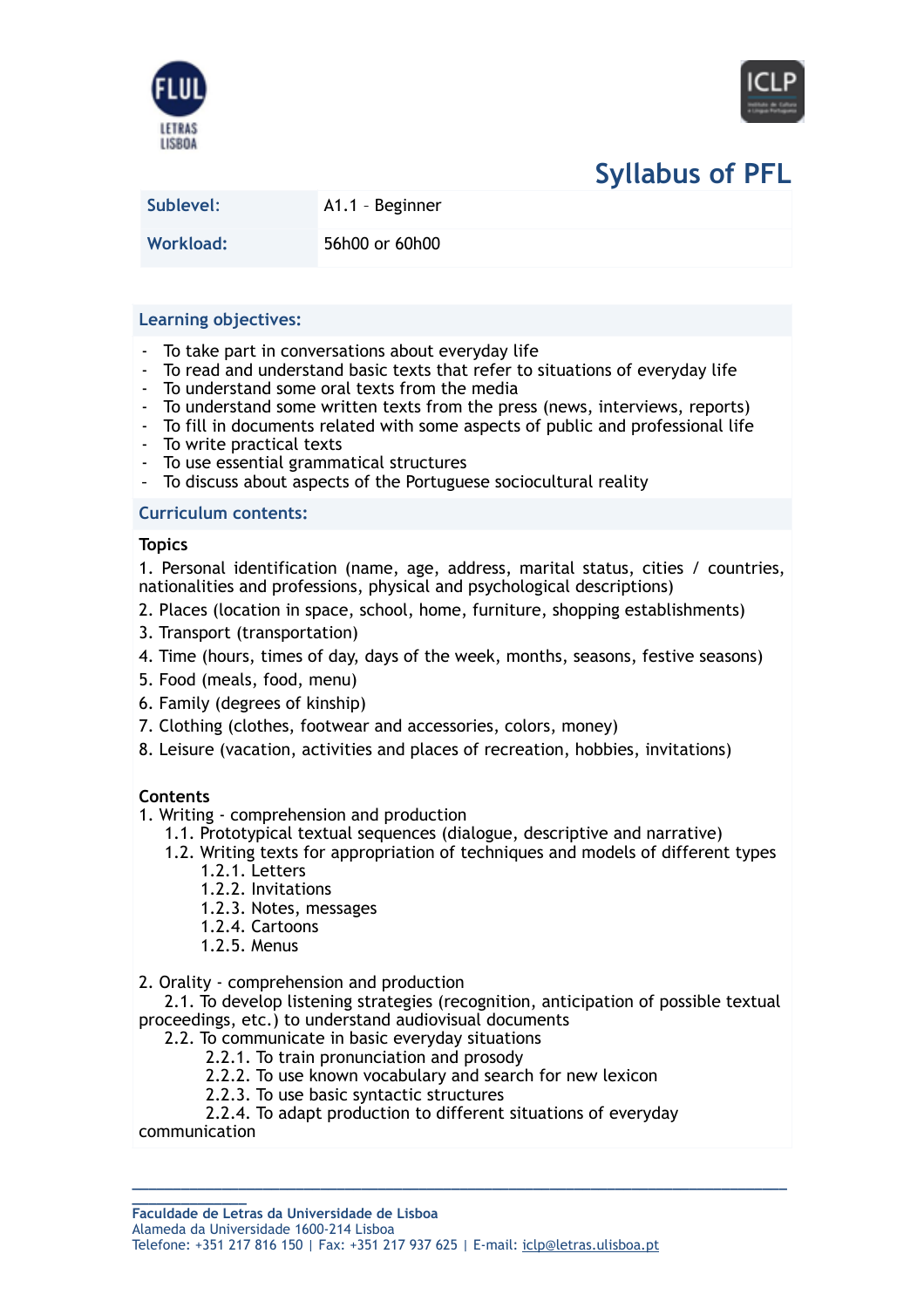# Syllabus of PFL

| Sublevel: | A1.1 – Beginner |
| --- | --- |
| Workload: | 56h00 or 60h00 |

## Learning objectives:

- To take part in conversations about everyday life
- To read and understand basic texts that refer to situations of everyday life
- To understand some oral texts from the media
- To understand some written texts from the press (news, interviews, reports)
- To fill in documents related with some aspects of public and professional life
- To write practical texts
- To use essential grammatical structures
- To discuss about aspects of the Portuguese sociocultural reality

## Curriculum contents:

**Topics**

1. Personal identification (name, age, address, marital status, cities / countries, nationalities and professions, physical and psychological descriptions)
2. Places (location in space, school, home, furniture, shopping establishments)
3. Transport (transportation)
4. Time (hours, times of day, days of the week, months, seasons, festive seasons)
5. Food (meals, food, menu)
6. Family (degrees of kinship)
7. Clothing (clothes, footwear and accessories, colors, money)
8. Leisure (vacation, activities and places of recreation, hobbies, invitations)

**Contents**

1. Writing - comprehension and production
    - 1.1. Prototypical textual sequences (dialogue, descriptive and narrative)
    - 1.2. Writing texts for appropriation of techniques and models of different types
        - 1.2.1. Letters
        - 1.2.2. Invitations
        - 1.2.3. Notes, messages
        - 1.2.4. Cartoons
        - 1.2.5. Menus

2. Orality - comprehension and production
    - 2.1. To develop listening strategies (recognition, anticipation of possible textual proceedings, etc.) to understand audiovisual documents
    - 2.2. To communicate in basic everyday situations
        - 2.2.1. To train pronunciation and prosody
        - 2.2.2. To use known vocabulary and search for new lexicon
        - 2.2.3. To use basic syntactic structures
        - 2.2.4. To adapt production to different situations of everyday communication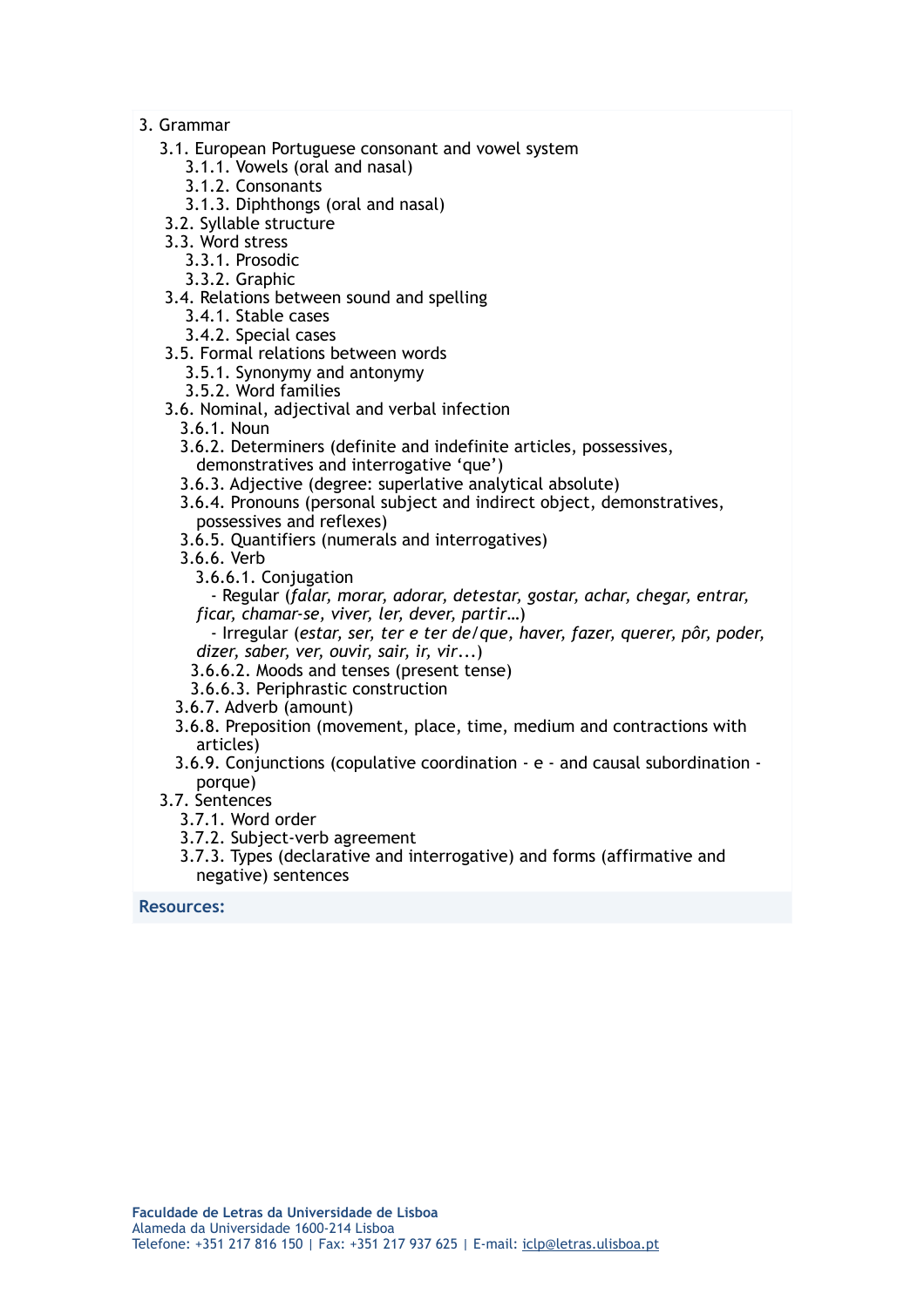3. Grammar
    - 3.1. European Portuguese consonant and vowel system
        - 3.1.1. Vowels (oral and nasal)
        - 3.1.2. Consonants
        - 3.1.3. Diphthongs (oral and nasal)
    - 3.2. Syllable structure
    - 3.3. Word stress
        - 3.3.1. Prosodic
        - 3.3.2. Graphic
    - 3.4. Relations between sound and spelling
        - 3.4.1. Stable cases
        - 3.4.2. Special cases
    - 3.5. Formal relations between words
        - 3.5.1. Synonymy and antonymy
        - 3.5.2. Word families
    - 3.6. Nominal, adjectival and verbal infection
        - 3.6.1. Noun
        - 3.6.2. Determiners (definite and indefinite articles, possessives, demonstratives and interrogative 'que')
        - 3.6.3. Adjective (degree: superlative analytical absolute)
        - 3.6.4. Pronouns (personal subject and indirect object, demonstratives, possessives and reflexes)
        - 3.6.5. Quantifiers (numerals and interrogatives)
        - 3.6.6. Verb
            - 3.6.6.1. Conjugation
                - Regular (*falar, morar, adorar, detestar, gostar, achar, chegar, entrar, ficar, chamar-se, viver, ler, dever, partir…*)
                - Irregular (*estar, ser, ter e ter de/que, haver, fazer, querer, pôr, poder, dizer, saber, ver, ouvir, sair, ir, vir...*)
            - 3.6.6.2. Moods and tenses (present tense)
            - 3.6.6.3. Periphrastic construction
        - 3.6.7. Adverb (amount)
        - 3.6.8. Preposition (movement, place, time, medium and contractions with articles)
        - 3.6.9. Conjunctions (copulative coordination - e - and causal subordination - porque)
    - 3.7. Sentences
        - 3.7.1. Word order
        - 3.7.2. Subject-verb agreement
        - 3.7.3. Types (declarative and interrogative) and forms (affirmative and negative) sentences

**Resources:**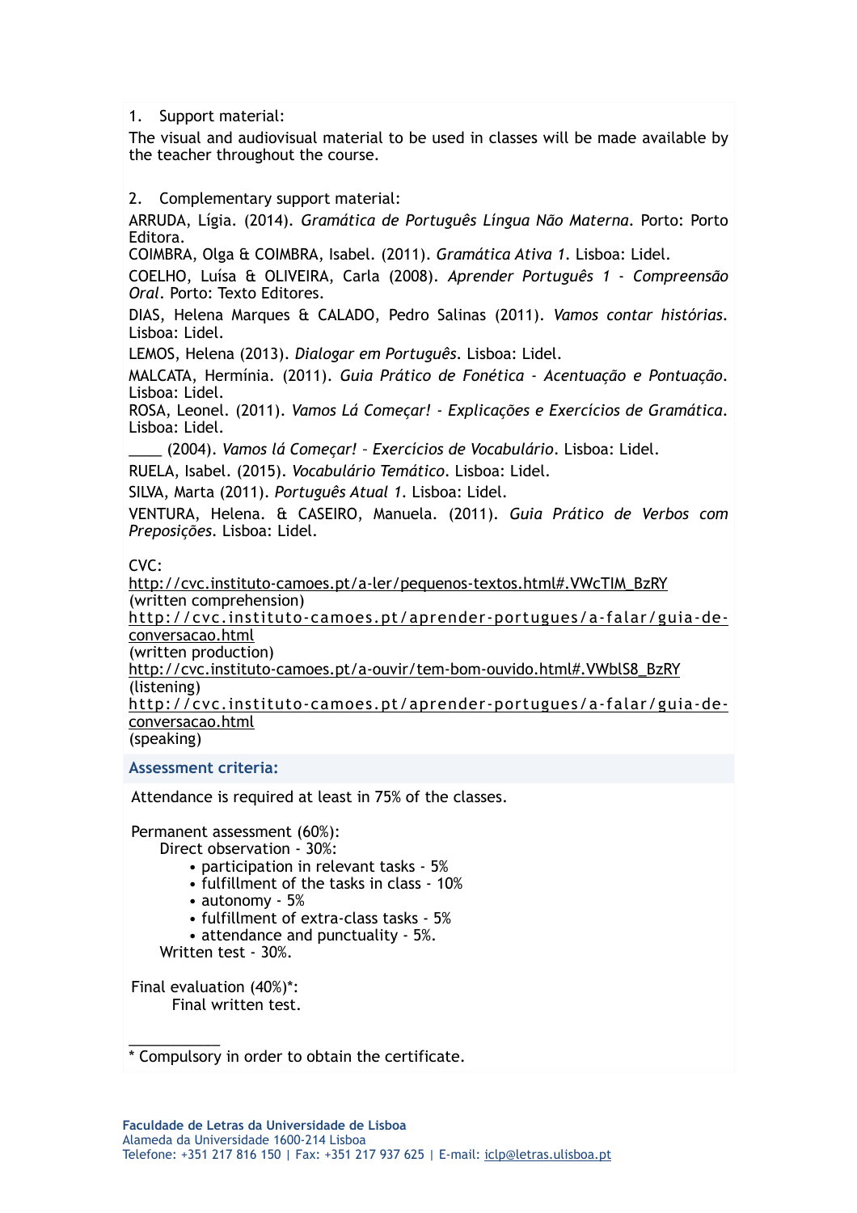1. Support material:

The visual and audiovisual material to be used in classes will be made available by the teacher throughout the course.

2. Complementary support material:

ARRUDA, Lígia. (2014). *Gramática de Português Língua Não Materna*. Porto: Porto Editora.

COIMBRA, Olga & COIMBRA, Isabel. (2011). *Gramática Ativa 1*. Lisboa: Lidel.

COELHO, Luísa & OLIVEIRA, Carla (2008). *Aprender Português 1 - Compreensão Oral*. Porto: Texto Editores.

DIAS, Helena Marques & CALADO, Pedro Salinas (2011). *Vamos contar histórias*. Lisboa: Lidel.

LEMOS, Helena (2013). *Dialogar em Português*. Lisboa: Lidel.

MALCATA, Hermínia. (2011). *Guia Prático de Fonética - Acentuação e Pontuação*. Lisboa: Lidel.

ROSA, Leonel. (2011). *Vamos Lá Começar! - Explicações e Exercícios de Gramática*. Lisboa: Lidel.

____ (2004). *Vamos lá Começar! – Exercícios de Vocabulário*. Lisboa: Lidel.

RUELA, Isabel. (2015). *Vocabulário Temático*. Lisboa: Lidel.

SILVA, Marta (2011). *Português Atual 1*. Lisboa: Lidel.

VENTURA, Helena. & CASEIRO, Manuela. (2011). *Guia Prático de Verbos com Preposições*. Lisboa: Lidel.

CVC:

http://cvc.instituto-camoes.pt/a-ler/pequenos-textos.html#.VWcTIM_BzRY
(written comprehension)

http://cvc.instituto-camoes.pt/aprender-portugues/a-falar/guia-de-conversacao.html
(written production)

http://cvc.instituto-camoes.pt/a-ouvir/tem-bom-ouvido.html#.VWblS8_BzRY
(listening)

http://cvc.instituto-camoes.pt/aprender-portugues/a-falar/guia-de-conversacao.html
(speaking)

### Assessment criteria:

Attendance is required at least in 75% of the classes.

Permanent assessment (60%):

- Direct observation - 30%:
  - participation in relevant tasks - 5%
  - fulfillment of the tasks in class - 10%
  - autonomy - 5%
  - fulfillment of extra-class tasks - 5%
  - attendance and punctuality - 5%.
- Written test - 30%.

Final evaluation (40%)*:

- Final written test.

___________

* Compulsory in order to obtain the certificate.

**Faculdade de Letras da Universidade de Lisboa**
Alameda da Universidade 1600-214 Lisboa
Telefone: +351 217 816 150 | Fax: +351 217 937 625 | E-mail: iclp@letras.ulisboa.pt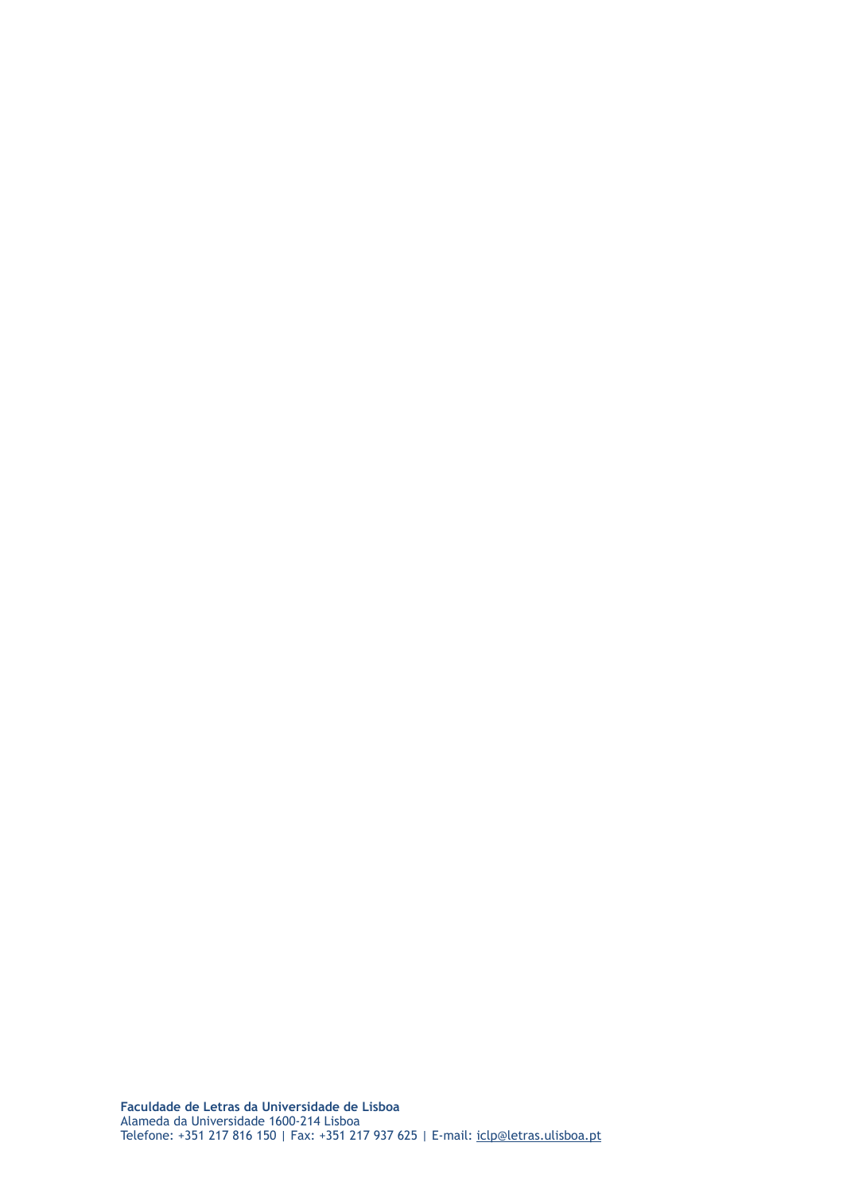**Faculdade de Letras da Universidade de Lisboa**
Alameda da Universidade 1600-214 Lisboa
Telefone: +351 217 816 150 | Fax: +351 217 937 625 | E-mail: iclp@letras.ulisboa.pt